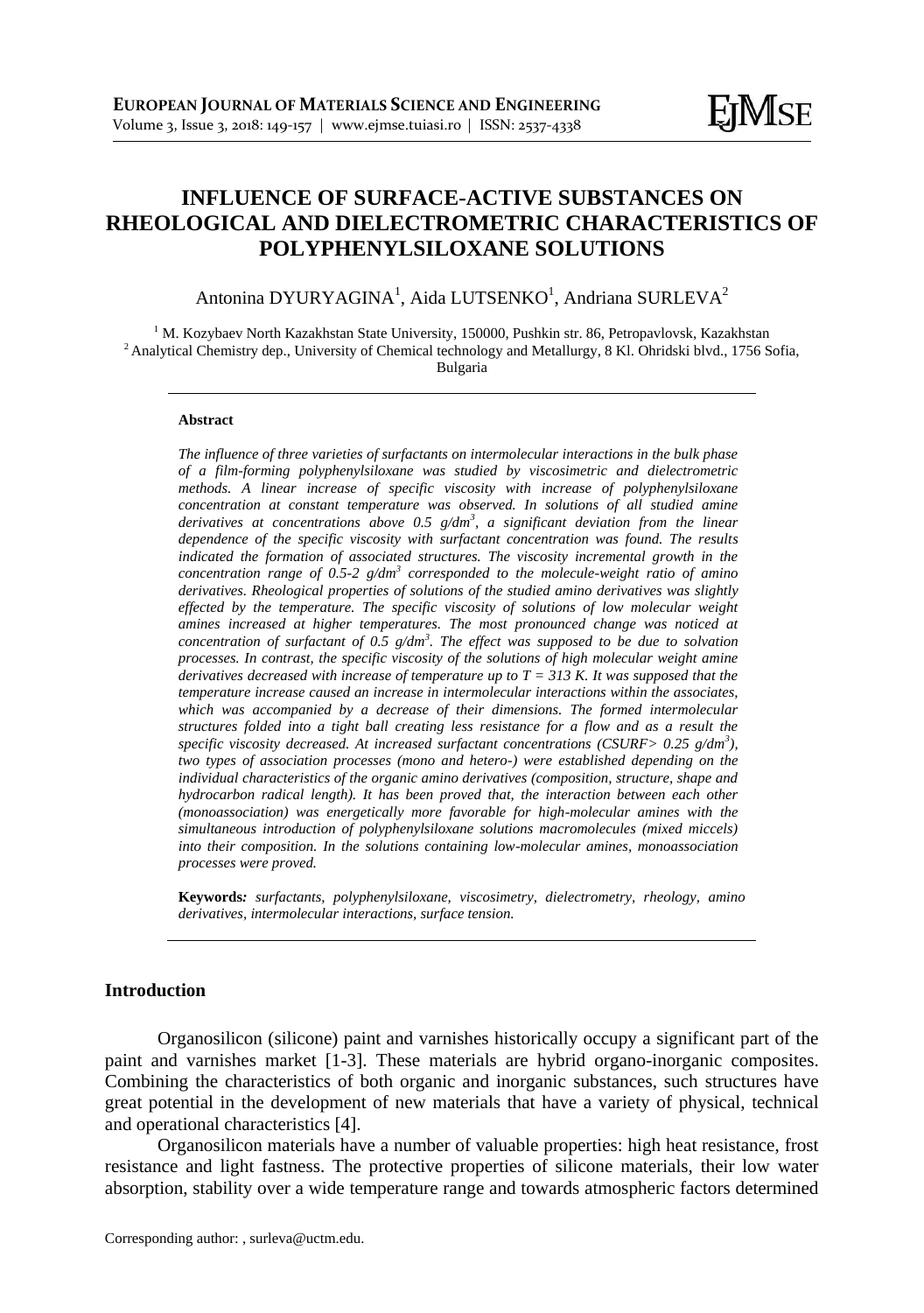# INFLUENCE OF SURFACE-ACTIVE SUBSTANCES ON RHEOLOGICAL AND DIELECTROMETRIC CHARACTERISTICS OF POLYPHENYLSILOXANE SOLUTIONS

Antonina DYURYAGINA[1], Aida LUTSENKO[1], Andriana SURLEVA[2]

[1] M. Kozybaev North Kazakhstan State University, 150000, Pushkin str. 86, Petropavlovsk, Kazakhstan
[2] Analytical Chemistry dep., University of Chemical technology and Metallurgy, 8 Kl. Ohridski blvd., 1756 Sofia, Bulgaria

---

**Abstract**

*The influence of three varieties of surfactants on intermolecular interactions in the bulk phase of a film-forming polyphenylsiloxane was studied by viscosimetric and dielectrometric methods. A linear increase of specific viscosity with increase of polyphenylsiloxane concentration at constant temperature was observed. In solutions of all studied amine derivatives at concentrations above 0.5 g/dm$^3$, a significant deviation from the linear dependence of the specific viscosity with surfactant concentration was found. The results indicated the formation of associated structures. The viscosity incremental growth in the concentration range of 0.5-2 g/dm$^3$ corresponded to the molecule-weight ratio of amino derivatives. Rheological properties of solutions of the studied amino derivatives was slightly effected by the temperature. The specific viscosity of solutions of low molecular weight amines increased at higher temperatures. The most pronounced change was noticed at concentration of surfactant of 0.5 g/dm$^3$. The effect was supposed to be due to solvation processes. In contrast, the specific viscosity of the solutions of high molecular weight amine derivatives decreased with increase of temperature up to T = 313 K. It was supposed that the temperature increase caused an increase in intermolecular interactions within the associates, which was accompanied by a decrease of their dimensions. The formed intermolecular structures folded into a tight ball creating less resistance for a flow and as a result the specific viscosity decreased. At increased surfactant concentrations (CSURF> 0.25 g/dm$^3$), two types of association processes (mono and hetero-) were established depending on the individual characteristics of the organic amino derivatives (composition, structure, shape and hydrocarbon radical length). It has been proved that, the interaction between each other (monoassociation) was energetically more favorable for high-molecular amines with the simultaneous introduction of polyphenylsiloxane solutions macromolecules (mixed miccels) into their composition. In the solutions containing low-molecular amines, monoassociation processes were proved.*

**Keywords***:* *surfactants, polyphenylsiloxane, viscosimetry, dielectrometry, rheology, amino derivatives, intermolecular interactions, surface tension.*

---

## Introduction

Organosilicon (silicone) paint and varnishes historically occupy a significant part of the paint and varnishes market [1-3]. These materials are hybrid organo-inorganic composites. Combining the characteristics of both organic and inorganic substances, such structures have great potential in the development of new materials that have a variety of physical, technical and operational characteristics [4].

Organosilicon materials have a number of valuable properties: high heat resistance, frost resistance and light fastness. The protective properties of silicone materials, their low water absorption, stability over a wide temperature range and towards atmospheric factors determined

Corresponding author: , surleva@uctm.edu.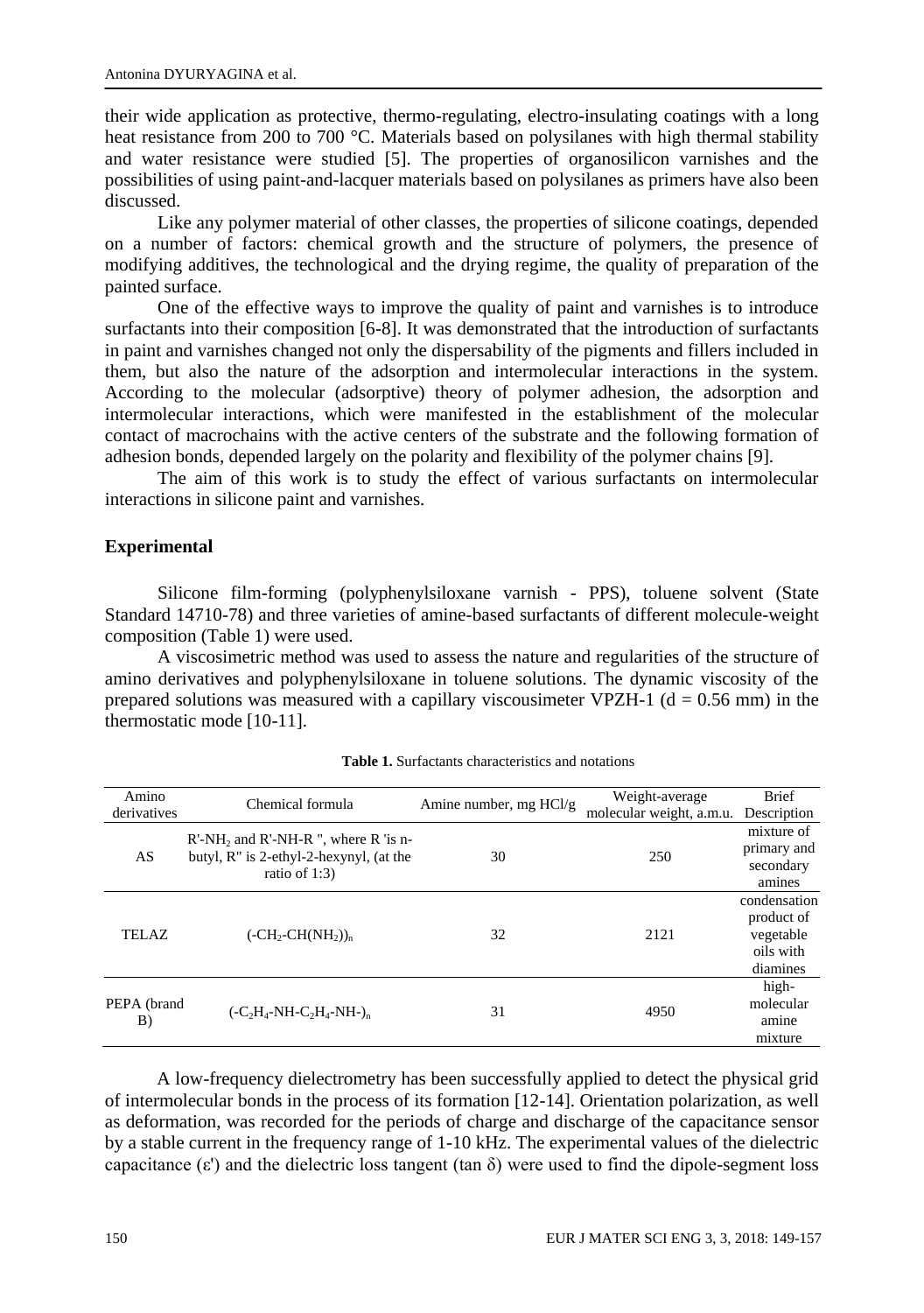their wide application as protective, thermo-regulating, electro-insulating coatings with a long heat resistance from 200 to 700 °C. Materials based on polysilanes with high thermal stability and water resistance were studied [5]. The properties of organosilicon varnishes and the possibilities of using paint-and-lacquer materials based on polysilanes as primers have also been discussed.

Like any polymer material of other classes, the properties of silicone coatings, depended on a number of factors: chemical growth and the structure of polymers, the presence of modifying additives, the technological and the drying regime, the quality of preparation of the painted surface.

One of the effective ways to improve the quality of paint and varnishes is to introduce surfactants into their composition [6-8]. It was demonstrated that the introduction of surfactants in paint and varnishes changed not only the dispersability of the pigments and fillers included in them, but also the nature of the adsorption and intermolecular interactions in the system. According to the molecular (adsorptive) theory of polymer adhesion, the adsorption and intermolecular interactions, which were manifested in the establishment of the molecular contact of macrochains with the active centers of the substrate and the following formation of adhesion bonds, depended largely on the polarity and flexibility of the polymer chains [9].

The aim of this work is to study the effect of various surfactants on intermolecular interactions in silicone paint and varnishes.

## Experimental

Silicone film-forming (polyphenylsiloxane varnish - PPS), toluene solvent (State Standard 14710-78) and three varieties of amine-based surfactants of different molecule-weight composition (Table 1) were used.

A viscosimetric method was used to assess the nature and regularities of the structure of amino derivatives and polyphenylsiloxane in toluene solutions. The dynamic viscosity of the prepared solutions was measured with a capillary viscousimeter VPZH-1 (d = 0.56 mm) in the thermostatic mode [10-11].

**Table 1.** Surfactants characteristics and notations

| Amino derivatives | Chemical formula | Amine number, mg HCl/g | Weight-average molecular weight, a.m.u. | Brief Description |
|---|---|---|---|---|
| AS | R'-$NH_2$ and R'-NH-R '', where R 'is n-butyl, R'' is 2-ethyl-2-hexynyl, (at the ratio of 1:3) | 30 | 250 | mixture of primary and secondary amines |
| TELAZ | $(-CH_2-CH(NH_2))_n$ | 32 | 2121 | condensation product of vegetable oils with diamines |
| PEPA (brand B) | $(-C_2H_4-NH-C_2H_4-NH-)_n$ | 31 | 4950 | high-molecular amine mixture |

A low-frequency dielectrometry has been successfully applied to detect the physical grid of intermolecular bonds in the process of its formation [12-14]. Orientation polarization, as well as deformation, was recorded for the periods of charge and discharge of the capacitance sensor by a stable current in the frequency range of 1-10 kHz. The experimental values of the dielectric capacitance (ε') and the dielectric loss tangent (tan δ) were used to find the dipole-segment loss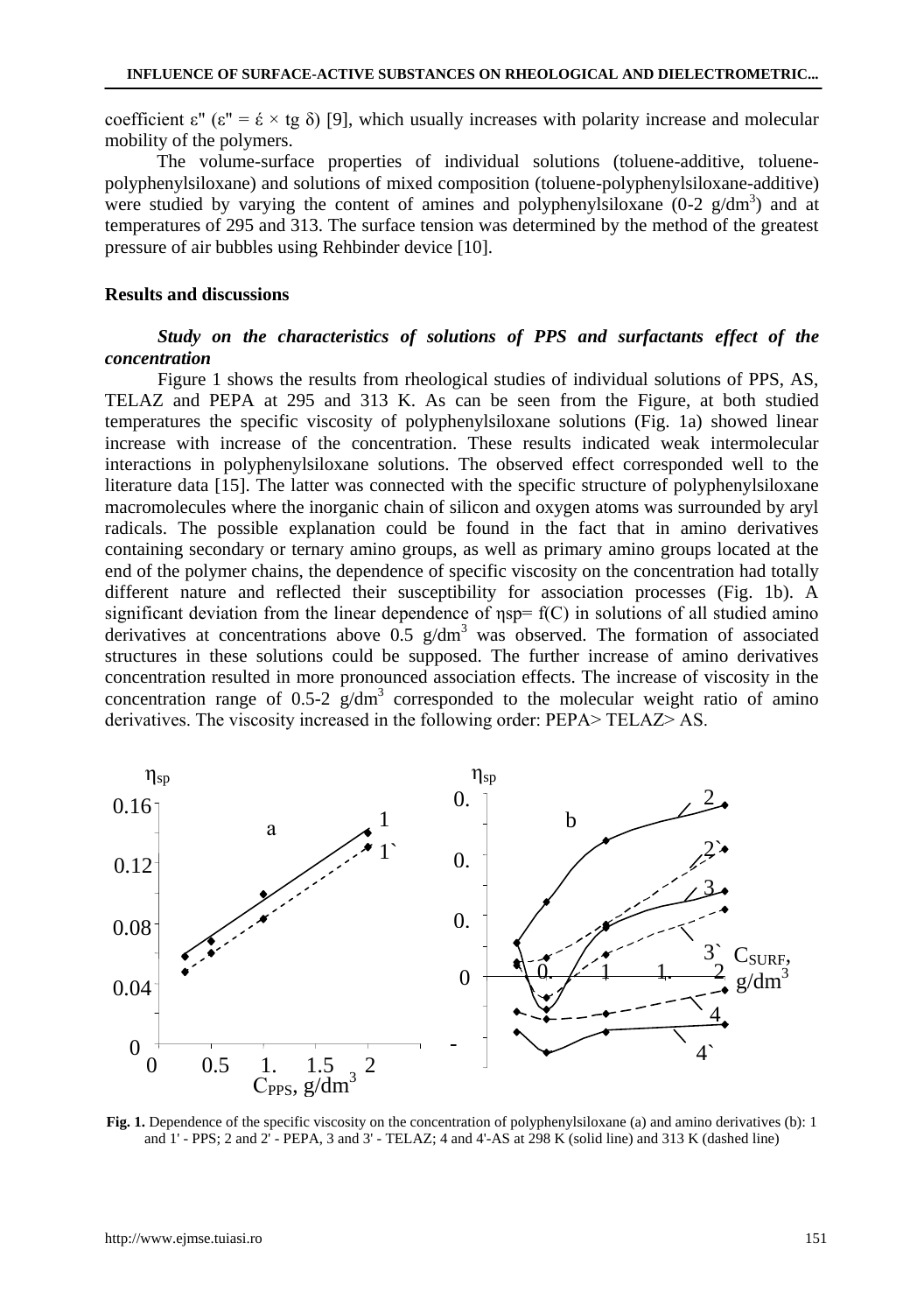coefficient ε" (ε" = έ × tg δ) [9], which usually increases with polarity increase and molecular mobility of the polymers.

The volume-surface properties of individual solutions (toluene-additive, toluene-polyphenylsiloxane) and solutions of mixed composition (toluene-polyphenylsiloxane-additive) were studied by varying the content of amines and polyphenylsiloxane (0-2 g/dm$^3$) and at temperatures of 295 and 313. The surface tension was determined by the method of the greatest pressure of air bubbles using Rehbinder device [10].

## Results and discussions

### *Study on the characteristics of solutions of PPS and surfactants effect of the concentration*

Figure 1 shows the results from rheological studies of individual solutions of PPS, AS, TELAZ and PEPA at 295 and 313 K. As can be seen from the Figure, at both studied temperatures the specific viscosity of polyphenylsiloxane solutions (Fig. 1a) showed linear increase with increase of the concentration. These results indicated weak intermolecular interactions in polyphenylsiloxane solutions. The observed effect corresponded well to the literature data [15]. The latter was connected with the specific structure of polyphenylsiloxane macromolecules where the inorganic chain of silicon and oxygen atoms was surrounded by aryl radicals. The possible explanation could be found in the fact that in amino derivatives containing secondary or ternary amino groups, as well as primary amino groups located at the end of the polymer chains, the dependence of specific viscosity on the concentration had totally different nature and reflected their susceptibility for association processes (Fig. 1b). A significant deviation from the linear dependence of $\eta_{sp} = f(C)$ in solutions of all studied amino derivatives at concentrations above 0.5 g/dm$^3$ was observed. The formation of associated structures in these solutions could be supposed. The further increase of amino derivatives concentration resulted in more pronounced association effects. The increase of viscosity in the concentration range of 0.5-2 g/dm$^3$ corresponded to the molecular weight ratio of amino derivatives. The viscosity increased in the following order: PEPA> TELAZ> AS.

$\eta_{sp}$

0.16
0.12
0.08
0.04
0

a

1
1`

0 0.5 1. 1.5 2

$C_{PPS}$, g/dm$^3$

$\eta_{sp}$

b

2
2`
3
3`
4
4`

$C_{SURF}$, g/dm$^3$

**Fig. 1.** Dependence of the specific viscosity on the concentration of polyphenylsiloxane (a) and amino derivatives (b): 1 and 1' - PPS; 2 and 2' - PEPA, 3 and 3' - TELAZ; 4 and 4'-AS at 298 K (solid line) and 313 K (dashed line)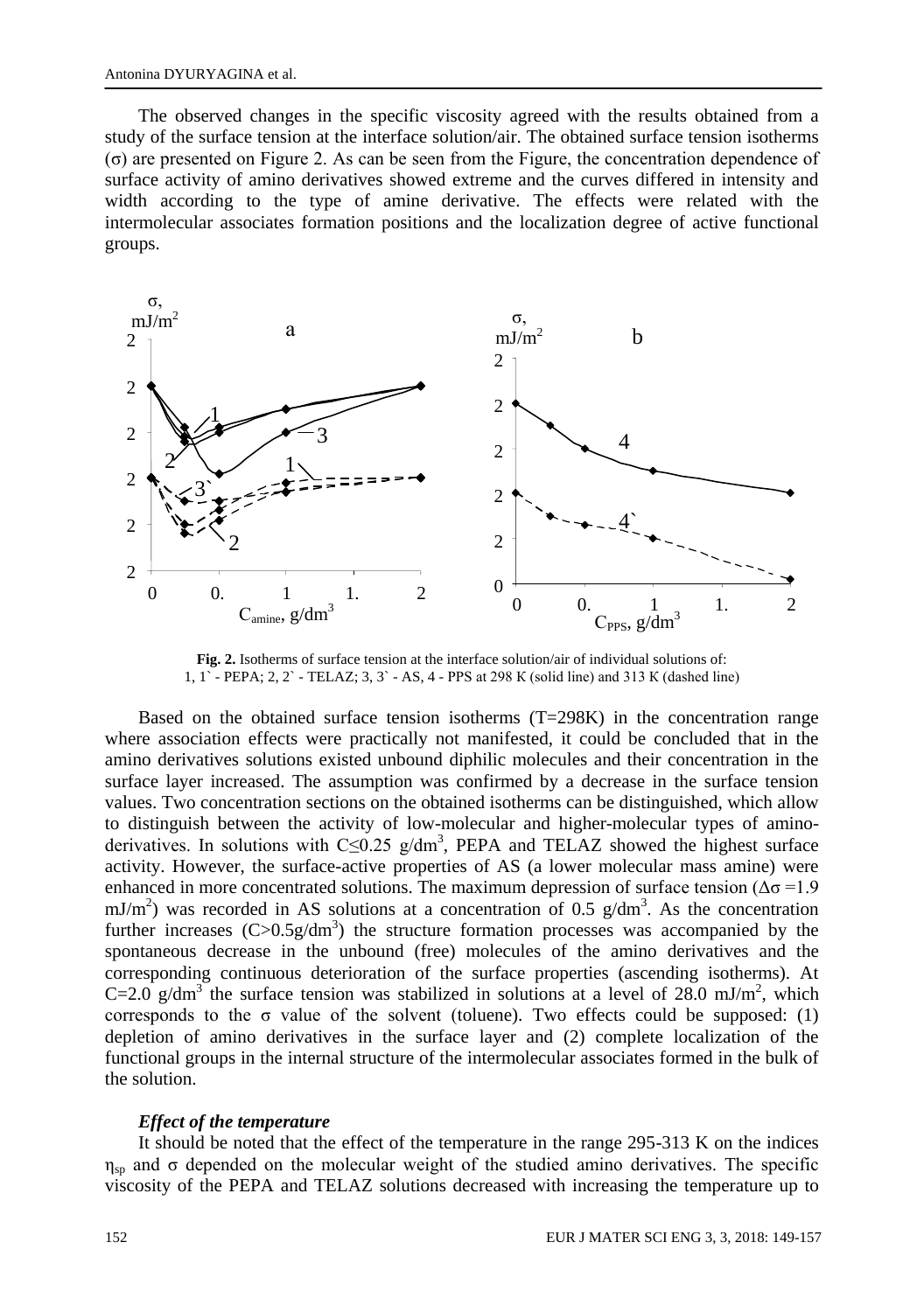The observed changes in the specific viscosity agreed with the results obtained from a study of the surface tension at the interface solution/air. The obtained surface tension isotherms ($\sigma$) are presented on Figure 2. As can be seen from the Figure, the concentration dependence of surface activity of amino derivatives showed extreme and the curves differed in intensity and width according to the type of amine derivative. The effects were related with the intermolecular associates formation positions and the localization degree of active functional groups.

σ, mJ/m²
a
2
2
2
2
2
2
0
0.
1
1.
2
C_amine, g/dm³
1
2
3
1
3`
2

σ, mJ/m²
b
2
2
2
2
2
0
0
0.
1
1.
2
C_PPS, g/dm³
4
4`

**Fig. 2.** Isotherms of surface tension at the interface solution/air of individual solutions of: 1, 1` - PEPA; 2, 2` - TELAZ; 3, 3` - AS, 4 - PPS at 298 K (solid line) and 313 K (dashed line)

Based on the obtained surface tension isotherms (T=298K) in the concentration range where association effects were practically not manifested, it could be concluded that in the amino derivatives solutions existed unbound diphilic molecules and their concentration in the surface layer increased. The assumption was confirmed by a decrease in the surface tension values. Two concentration sections on the obtained isotherms can be distinguished, which allow to distinguish between the activity of low-molecular and higher-molecular types of amino-derivatives. In solutions with $C \leq 0.25$ g/dm$^3$, PEPA and TELAZ showed the highest surface activity. However, the surface-active properties of AS (a lower molecular mass amine) were enhanced in more concentrated solutions. The maximum depression of surface tension ($\Delta\sigma$ =1.9 mJ/m$^2$) was recorded in AS solutions at a concentration of 0.5 g/dm$^3$. As the concentration further increases ($C$>0.5g/dm$^3$) the structure formation processes was accompanied by the spontaneous decrease in the unbound (free) molecules of the amino derivatives and the corresponding continuous deterioration of the surface properties (ascending isotherms). At C=2.0 g/dm$^3$ the surface tension was stabilized in solutions at a level of 28.0 mJ/m$^2$, which corresponds to the $\sigma$ value of the solvent (toluene). Two effects could be supposed: (1) depletion of amino derivatives in the surface layer and (2) complete localization of the functional groups in the internal structure of the intermolecular associates formed in the bulk of the solution.

### *Effect of the temperature*

It should be noted that the effect of the temperature in the range 295-313 K on the indices $\eta_{sp}$ and $\sigma$ depended on the molecular weight of the studied amino derivatives. The specific viscosity of the PEPA and TELAZ solutions decreased with increasing the temperature up to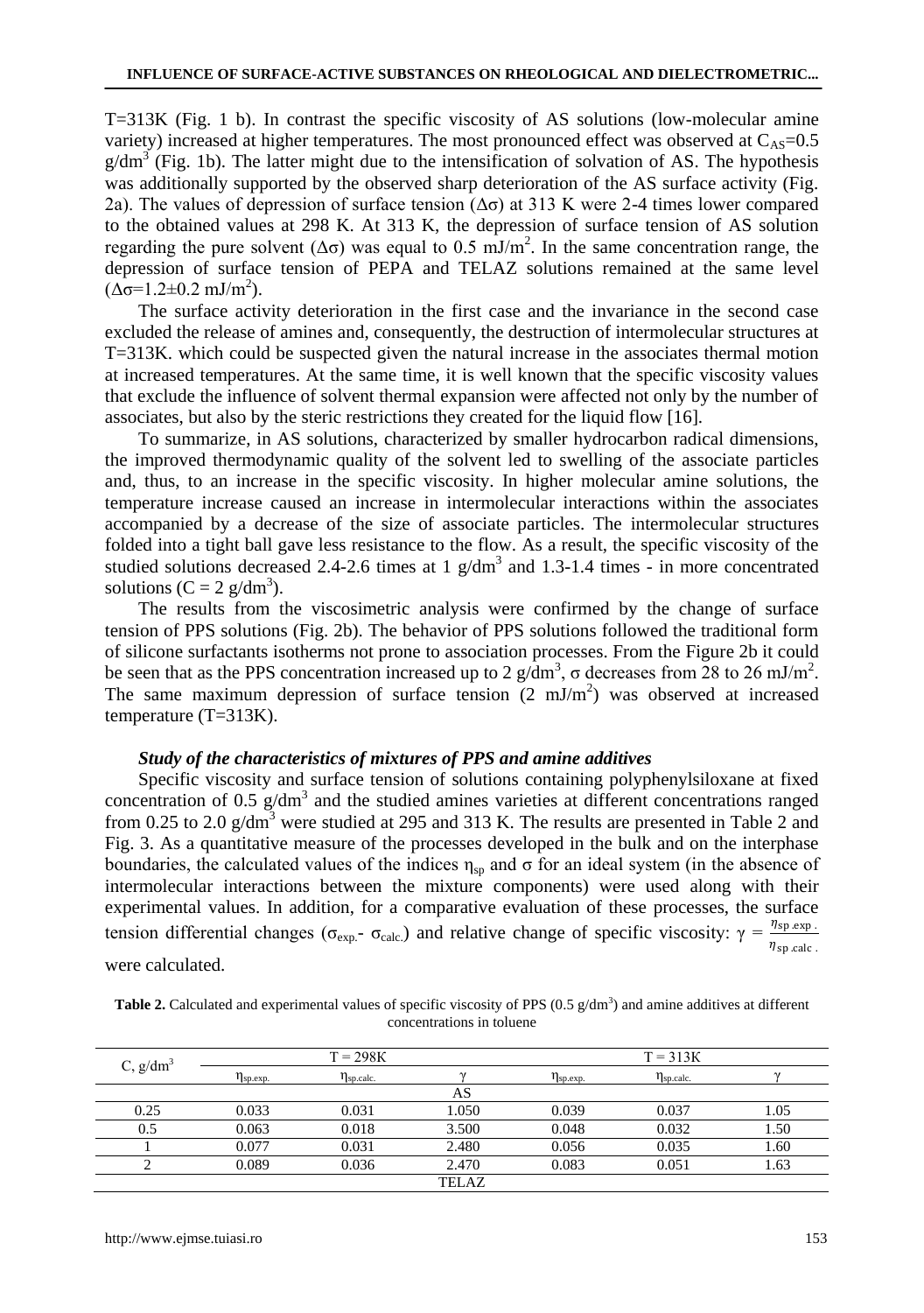T=313K (Fig. 1 b). In contrast the specific viscosity of AS solutions (low-molecular amine variety) increased at higher temperatures. The most pronounced effect was observed at $C_{AS}$=0.5 g/dm$^3$ (Fig. 1b). The latter might due to the intensification of solvation of AS. The hypothesis was additionally supported by the observed sharp deterioration of the AS surface activity (Fig. 2a). The values of depression of surface tension ($\Delta\sigma$) at 313 K were 2-4 times lower compared to the obtained values at 298 K. At 313 K, the depression of surface tension of AS solution regarding the pure solvent ($\Delta\sigma$) was equal to 0.5 mJ/m$^2$. In the same concentration range, the depression of surface tension of PEPA and TELAZ solutions remained at the same level ($\Delta\sigma$=1.2±0.2 mJ/m$^2$).

The surface activity deterioration in the first case and the invariance in the second case excluded the release of amines and, consequently, the destruction of intermolecular structures at T=313K. which could be suspected given the natural increase in the associates thermal motion at increased temperatures. At the same time, it is well known that the specific viscosity values that exclude the influence of solvent thermal expansion were affected not only by the number of associates, but also by the steric restrictions they created for the liquid flow [16].

To summarize, in AS solutions, characterized by smaller hydrocarbon radical dimensions, the improved thermodynamic quality of the solvent led to swelling of the associate particles and, thus, to an increase in the specific viscosity. In higher molecular amine solutions, the temperature increase caused an increase in intermolecular interactions within the associates accompanied by a decrease of the size of associate particles. The intermolecular structures folded into a tight ball gave less resistance to the flow. As a result, the specific viscosity of the studied solutions decreased 2.4-2.6 times at 1 g/dm$^3$ and 1.3-1.4 times - in more concentrated solutions (C = 2 g/dm$^3$).

The results from the viscosimetric analysis were confirmed by the change of surface tension of PPS solutions (Fig. 2b). The behavior of PPS solutions followed the traditional form of silicone surfactants isotherms not prone to association processes. From the Figure 2b it could be seen that as the PPS concentration increased up to 2 g/dm$^3$, $\sigma$ decreases from 28 to 26 mJ/m$^2$. The same maximum depression of surface tension (2 mJ/m$^2$) was observed at increased temperature (T=313K).

### *Study of the characteristics of mixtures of PPS and amine additives*

Specific viscosity and surface tension of solutions containing polyphenylsiloxane at fixed concentration of 0.5 g/dm$^3$ and the studied amines varieties at different concentrations ranged from 0.25 to 2.0 g/dm$^3$ were studied at 295 and 313 K. The results are presented in Table 2 and Fig. 3. As a quantitative measure of the processes developed in the bulk and on the interphase boundaries, the calculated values of the indices $\eta_{sp}$ and $\sigma$ for an ideal system (in the absence of intermolecular interactions between the mixture components) were used along with their experimental values. In addition, for a comparative evaluation of these processes, the surface tension differential changes ($\sigma_{exp.}$- $\sigma_{calc.}$) and relative change of specific viscosity: $\gamma = \frac{\eta_{sp.exp.}}{\eta_{sp.calc.}}$ were calculated.

**Table 2.** Calculated and experimental values of specific viscosity of PPS (0.5 g/dm$^3$) and amine additives at different concentrations in toluene

| C, g/dm$^3$ | T = 298K | | | T = 313K | | |
|---|---|---|---|---|---|---|
| | $\eta_{sp.exp.}$ | $\eta_{sp.calc.}$ | $\gamma$ | $\eta_{sp.exp.}$ | $\eta_{sp.calc.}$ | $\gamma$ |
| | | | AS | | | |
| 0.25 | 0.033 | 0.031 | 1.050 | 0.039 | 0.037 | 1.05 |
| 0.5 | 0.063 | 0.018 | 3.500 | 0.048 | 0.032 | 1.50 |
| 1 | 0.077 | 0.031 | 2.480 | 0.056 | 0.035 | 1.60 |
| 2 | 0.089 | 0.036 | 2.470 | 0.083 | 0.051 | 1.63 |
| | | | TELAZ | | | |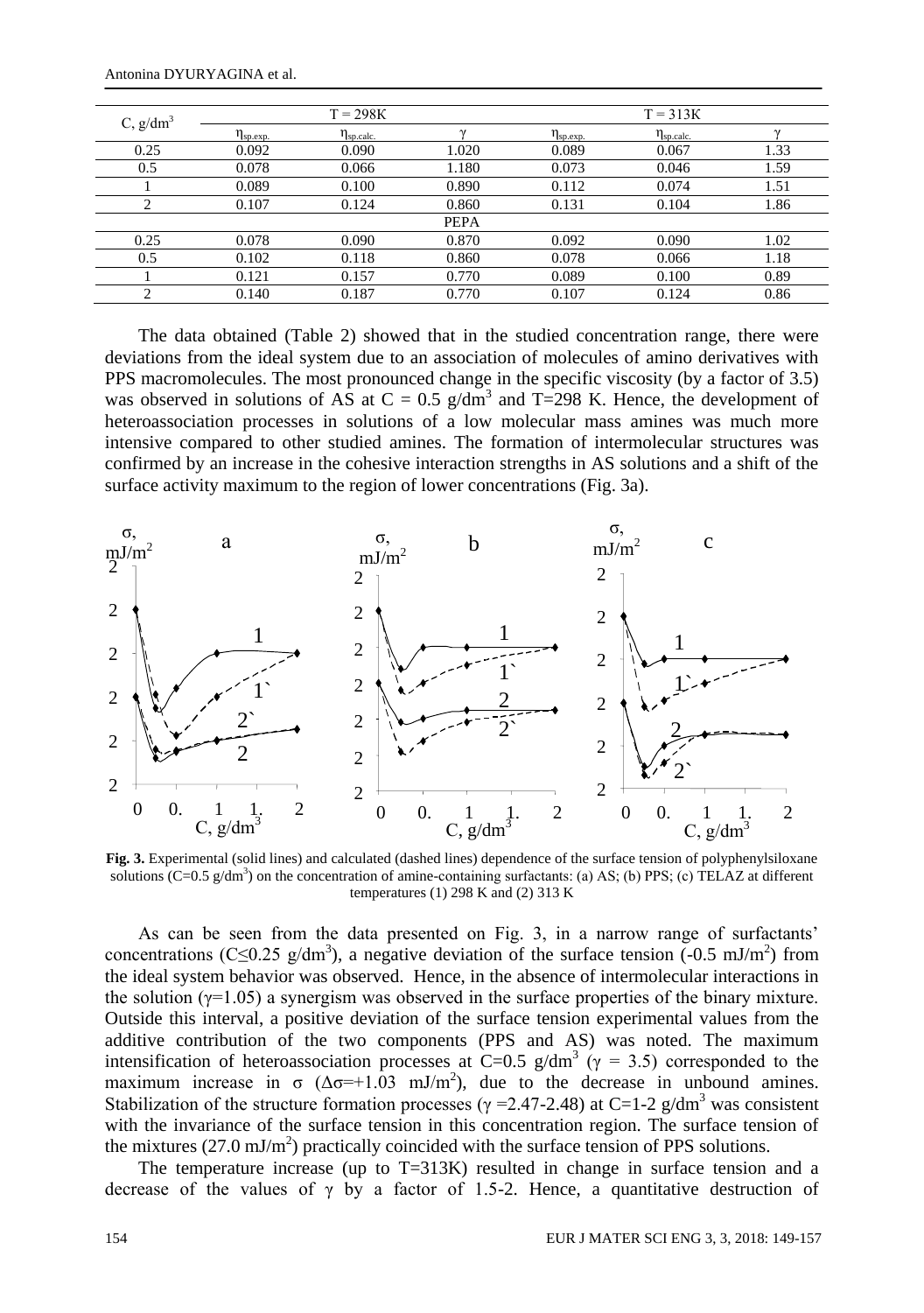| C, $g/dm^3$ | T = 298K | | | T = 313K | | |
|---|---|---|---|---|---|---|
| | $\eta_{sp.exp.}$ | $\eta_{sp.calc.}$ | $\gamma$ | $\eta_{sp.exp.}$ | $\eta_{sp.calc.}$ | $\gamma$ |
| 0.25 | 0.092 | 0.090 | 1.020 | 0.089 | 0.067 | 1.33 |
| 0.5 | 0.078 | 0.066 | 1.180 | 0.073 | 0.046 | 1.59 |
| 1 | 0.089 | 0.100 | 0.890 | 0.112 | 0.074 | 1.51 |
| 2 | 0.107 | 0.124 | 0.860 | 0.131 | 0.104 | 1.86 |
| | | | PEPA | | | |
| 0.25 | 0.078 | 0.090 | 0.870 | 0.092 | 0.090 | 1.02 |
| 0.5 | 0.102 | 0.118 | 0.860 | 0.078 | 0.066 | 1.18 |
| 1 | 0.121 | 0.157 | 0.770 | 0.089 | 0.100 | 0.89 |
| 2 | 0.140 | 0.187 | 0.770 | 0.107 | 0.124 | 0.86 |

The data obtained (Table 2) showed that in the studied concentration range, there were deviations from the ideal system due to an association of molecules of amino derivatives with PPS macromolecules. The most pronounced change in the specific viscosity (by a factor of 3.5) was observed in solutions of AS at C = 0.5 $g/dm^3$ and T=298 K. Hence, the development of heteroassociation processes in solutions of a low molecular mass amines was much more intensive compared to other studied amines. The formation of intermolecular structures was confirmed by an increase in the cohesive interaction strengths in AS solutions and a shift of the surface activity maximum to the region of lower concentrations (Fig. 3a).

σ, mJ/m²
a
1
1`
2`
2
C, g/dm³
0 0. 1 1. 2

σ, mJ/m²
b
1
1`
2
2`
C, g/dm³
0 0. 1 1. 2

σ, mJ/m²
c
1
1`
2
2`
C, g/dm³
0 0. 1 1. 2

**Fig. 3.** Experimental (solid lines) and calculated (dashed lines) dependence of the surface tension of polyphenylsiloxane solutions (C=0.5 $g/dm^3$) on the concentration of amine-containing surfactants: (a) AS; (b) PPS; (c) TELAZ at different temperatures (1) 298 K and (2) 313 K

As can be seen from the data presented on Fig. 3, in a narrow range of surfactants' concentrations (C≤0.25 $g/dm^3$), a negative deviation of the surface tension (-0.5 $mJ/m^2$) from the ideal system behavior was observed. Hence, in the absence of intermolecular interactions in the solution ($\gamma$=1.05) a synergism was observed in the surface properties of the binary mixture. Outside this interval, a positive deviation of the surface tension experimental values from the additive contribution of the two components (PPS and AS) was noted. The maximum intensification of heteroassociation processes at C=0.5 $g/dm^3$ ($\gamma$ = 3.5) corresponded to the maximum increase in $\sigma$ ($\Delta\sigma$=+1.03 $mJ/m^2$), due to the decrease in unbound amines. Stabilization of the structure formation processes ($\gamma$ =2.47-2.48) at C=1-2 $g/dm^3$ was consistent with the invariance of the surface tension in this concentration region. The surface tension of the mixtures (27.0 $mJ/m^2$) practically coincided with the surface tension of PPS solutions.

The temperature increase (up to T=313K) resulted in change in surface tension and a decrease of the values of $\gamma$ by a factor of 1.5-2. Hence, a quantitative destruction of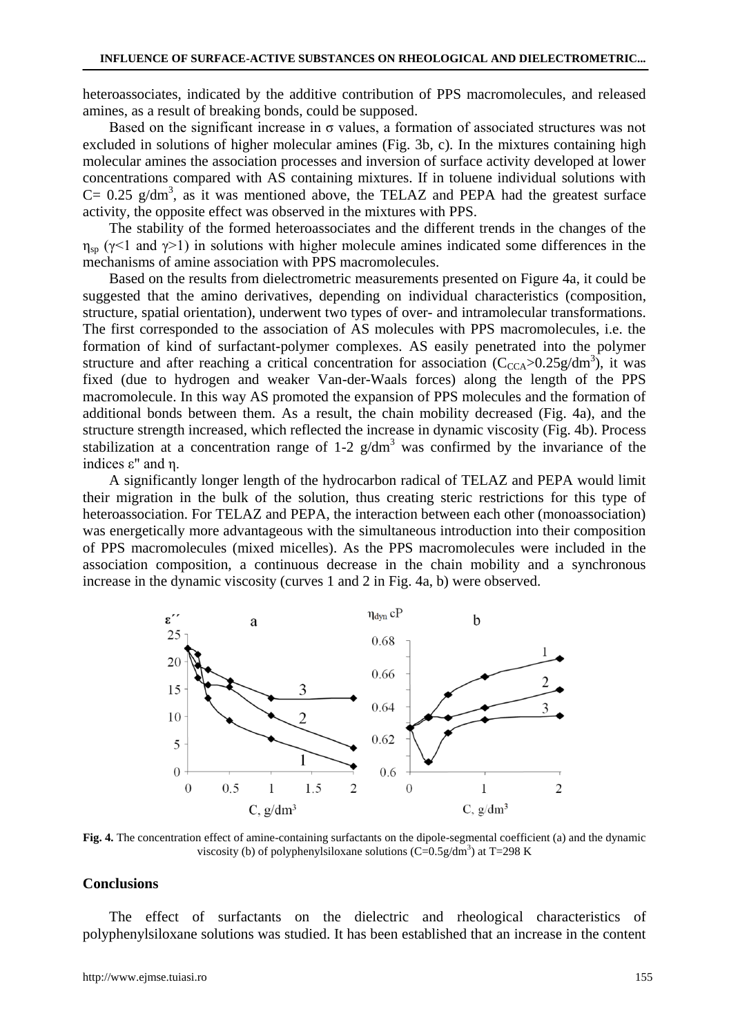heteroassociates, indicated by the additive contribution of PPS macromolecules, and released amines, as a result of breaking bonds, could be supposed.

Based on the significant increase in σ values, a formation of associated structures was not excluded in solutions of higher molecular amines (Fig. 3b, c). In the mixtures containing high molecular amines the association processes and inversion of surface activity developed at lower concentrations compared with AS containing mixtures. If in toluene individual solutions with $C= 0.25$ g/dm$^3$, as it was mentioned above, the TELAZ and PEPA had the greatest surface activity, the opposite effect was observed in the mixtures with PPS.

The stability of the formed heteroassociates and the different trends in the changes of the $\eta_{sp}$ ($\gamma$<1 and $\gamma$>1) in solutions with higher molecule amines indicated some differences in the mechanisms of amine association with PPS macromolecules.

Based on the results from dielectrometric measurements presented on Figure 4a, it could be suggested that the amino derivatives, depending on individual characteristics (composition, structure, spatial orientation), underwent two types of over- and intramolecular transformations. The first corresponded to the association of AS molecules with PPS macromolecules, i.e. the formation of kind of surfactant-polymer complexes. AS easily penetrated into the polymer structure and after reaching a critical concentration for association ($C_{CCA}$>0.25g/dm$^3$), it was fixed (due to hydrogen and weaker Van-der-Waals forces) along the length of the PPS macromolecule. In this way AS promoted the expansion of PPS molecules and the formation of additional bonds between them. As a result, the chain mobility decreased (Fig. 4a), and the structure strength increased, which reflected the increase in dynamic viscosity (Fig. 4b). Process stabilization at a concentration range of 1-2 g/dm$^3$ was confirmed by the invariance of the indices ε" and η.

A significantly longer length of the hydrocarbon radical of TELAZ and PEPA would limit their migration in the bulk of the solution, thus creating steric restrictions for this type of heteroassociation. For TELAZ and PEPA, the interaction between each other (monoassociation) was energetically more advantageous with the simultaneous introduction into their composition of PPS macromolecules (mixed micelles). As the PPS macromolecules were included in the association composition, a continuous decrease in the chain mobility and a synchronous increase in the dynamic viscosity (curves 1 and 2 in Fig. 4a, b) were observed.

ε′′
a
25
20
15
10
5
0
0 0.5 1 1.5 2
C, g/dm³
3
2
1

$\eta_{dyn}$ cP
b
0.68
0.66
0.64
0.62
0.6
0 1 2
C, g/dm³
1
2
3

**Fig. 4.** The concentration effect of amine-containing surfactants on the dipole-segmental coefficient (a) and the dynamic viscosity (b) of polyphenylsiloxane solutions (C=0.5g/dm$^3$) at T=298 K

## Conclusions

The effect of surfactants on the dielectric and rheological characteristics of polyphenylsiloxane solutions was studied. It has been established that an increase in the content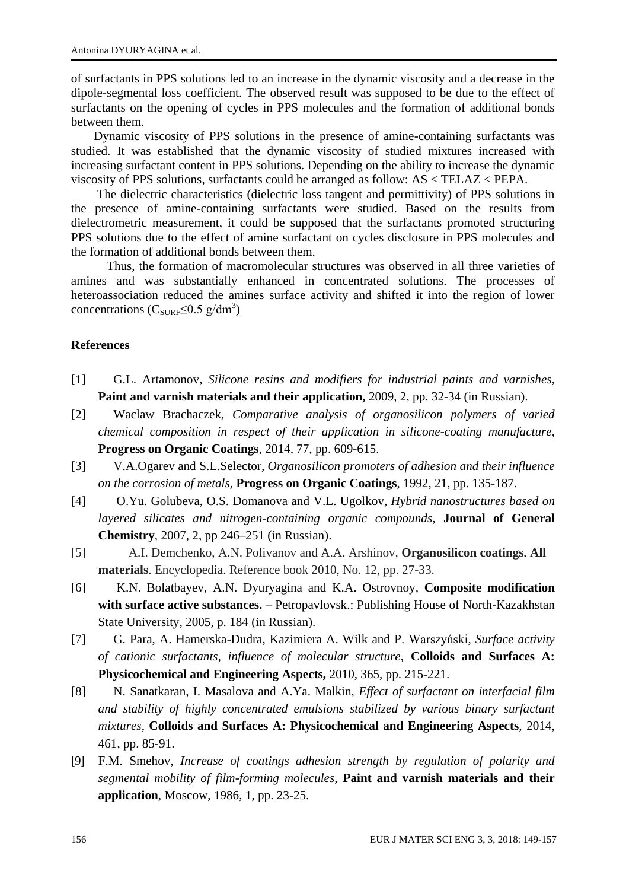of surfactants in PPS solutions led to an increase in the dynamic viscosity and a decrease in the dipole-segmental loss coefficient. The observed result was supposed to be due to the effect of surfactants on the opening of cycles in PPS molecules and the formation of additional bonds between them.

Dynamic viscosity of PPS solutions in the presence of amine-containing surfactants was studied. It was established that the dynamic viscosity of studied mixtures increased with increasing surfactant content in PPS solutions. Depending on the ability to increase the dynamic viscosity of PPS solutions, surfactants could be arranged as follow: AS < TELAZ < PEPA.

The dielectric characteristics (dielectric loss tangent and permittivity) of PPS solutions in the presence of amine-containing surfactants were studied. Based on the results from dielectrometric measurement, it could be supposed that the surfactants promoted structuring PPS solutions due to the effect of amine surfactant on cycles disclosure in PPS molecules and the formation of additional bonds between them.

Thus, the formation of macromolecular structures was observed in all three varieties of amines and was substantially enhanced in concentrated solutions. The processes of heteroassociation reduced the amines surface activity and shifted it into the region of lower concentrations ($C_{SURF} \leq 0.5$ g/dm$^3$)

## References

[1] G.L. Artamonov, *Silicone resins and modifiers for industrial paints and varnishes*, **Paint and varnish materials and their application,** 2009, 2, pp. 32-34 (in Russian).

[2] Waclaw Brachaczek, *Comparative analysis of organosilicon polymers of varied chemical composition in respect of their application in silicone-coating manufacture*, **Progress on Organic Coatings**, 2014, 77, pp. 609-615.

[3] V.A.Ogarev and S.L.Selector, *Organosilicon promoters of adhesion and their influence on the corrosion of metals*, **Progress on Organic Coatings**, 1992, 21, pp. 135-187.

[4] O.Yu. Golubeva, O.S. Domanova and V.L. Ugolkov, *Hybrid nanostructures based on layered silicates and nitrogen-containing organic compounds*, **Journal of General Chemistry**, 2007, 2, pp 246–251 (in Russian).

[5] A.I. Demchenko, A.N. Polivanov and A.A. Arshinov, **Organosilicon coatings. All materials**. Encyclopedia. Reference book 2010, No. 12, pp. 27-33.

[6] K.N. Bolatbayev, A.N. Dyuryagina and K.A. Ostrovnoy, **Composite modification with surface active substances.** – Petropavlovsk.: Publishing House of North-Kazakhstan State University, 2005, p. 184 (in Russian).

[7] G. Para, A. Hamerska-Dudra, Kazimiera A. Wilk and P. Warszyński, *Surface activity of cationic surfactants, influence of molecular structure*, **Colloids and Surfaces A: Physicochemical and Engineering Aspects,** 2010, 365, pp. 215-221.

[8] N. Sanatkaran, I. Masalova and A.Ya. Malkin, *Effect of surfactant on interfacial film and stability of highly concentrated emulsions stabilized by various binary surfactant mixtures*, **Colloids and Surfaces A: Physicochemical and Engineering Aspects**, 2014, 461, pp. 85-91.

[9] F.M. Smehov, *Increase of coatings adhesion strength by regulation of polarity and segmental mobility of film-forming molecules*, **Paint and varnish materials and their application**, Moscow, 1986, 1, pp. 23-25.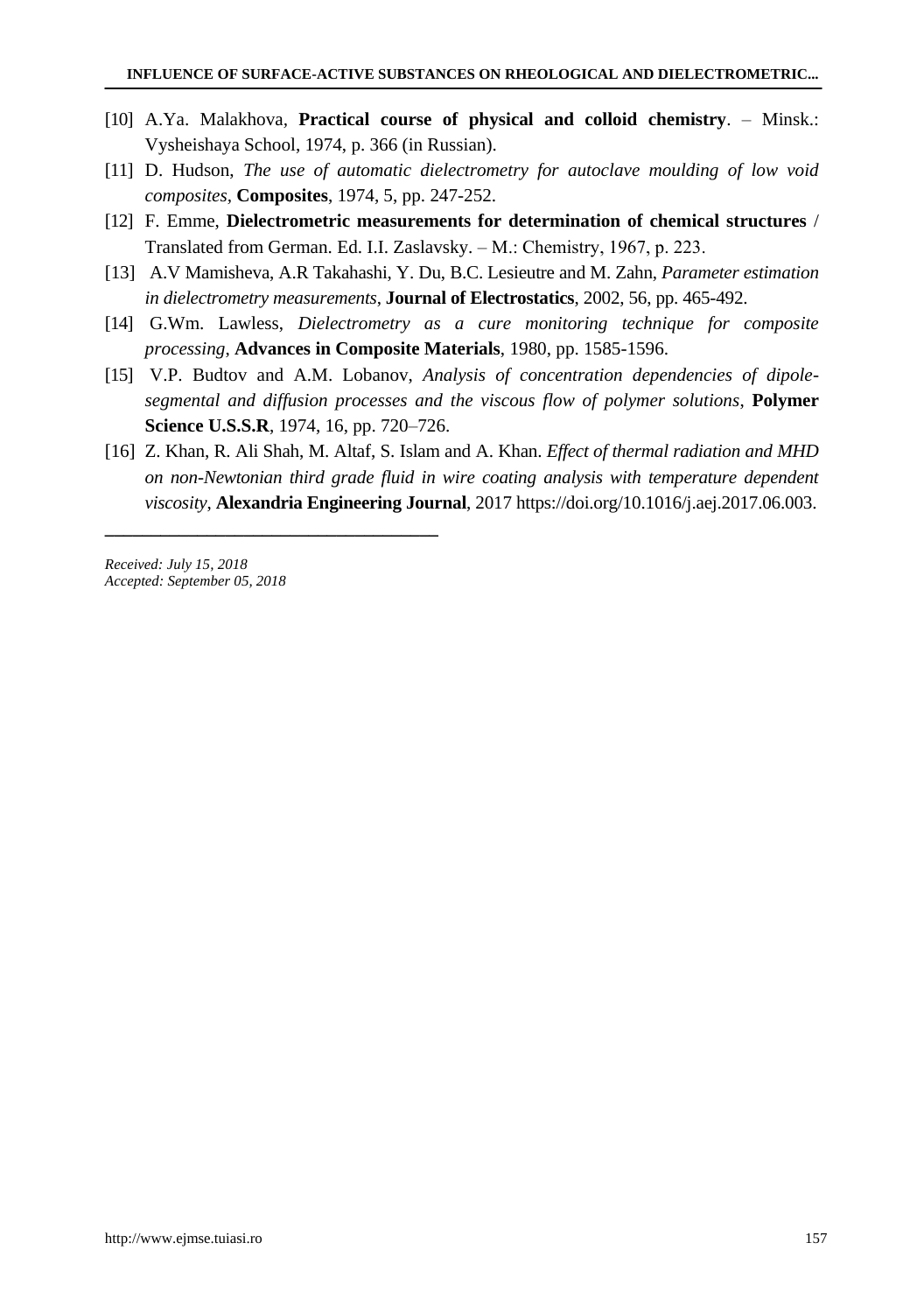[10] A.Ya. Malakhova, **Practical course of physical and colloid chemistry**. – Minsk.: Vysheishaya School, 1974, p. 366 (in Russian).

[11] D. Hudson, *The use of automatic dielectrometry for autoclave moulding of low void composites*, **Composites**, 1974, 5, pp. 247-252.

[12] F. Emme, **Dielectrometric measurements for determination of chemical structures** / Translated from German. Ed. I.I. Zaslavsky. – M.: Chemistry, 1967, p. 223.

[13] A.V Mamisheva, A.R Takahashi, Y. Du, B.C. Lesieutre and M. Zahn, *Parameter estimation in dielectrometry measurements*, **Journal of Electrostatics**, 2002, 56, pp. 465-492.

[14] G.Wm. Lawless, *Dielectrometry as a cure monitoring technique for composite processing*, **Advances in Composite Materials**, 1980, pp. 1585-1596.

[15] V.P. Budtov and A.M. Lobanov, *Analysis of concentration dependencies of dipole-segmental and diffusion processes and the viscous flow of polymer solutions*, **Polymer Science U.S.S.R**, 1974, 16, pp. 720–726.

[16] Z. Khan, R. Ali Shah, M. Altaf, S. Islam and A. Khan. *Effect of thermal radiation and MHD on non-Newtonian third grade fluid in wire coating analysis with temperature dependent viscosity*, **Alexandria Engineering Journal**, 2017 https://doi.org/10.1016/j.aej.2017.06.003.

---

*Received: July 15, 2018*
*Accepted: September 05, 2018*